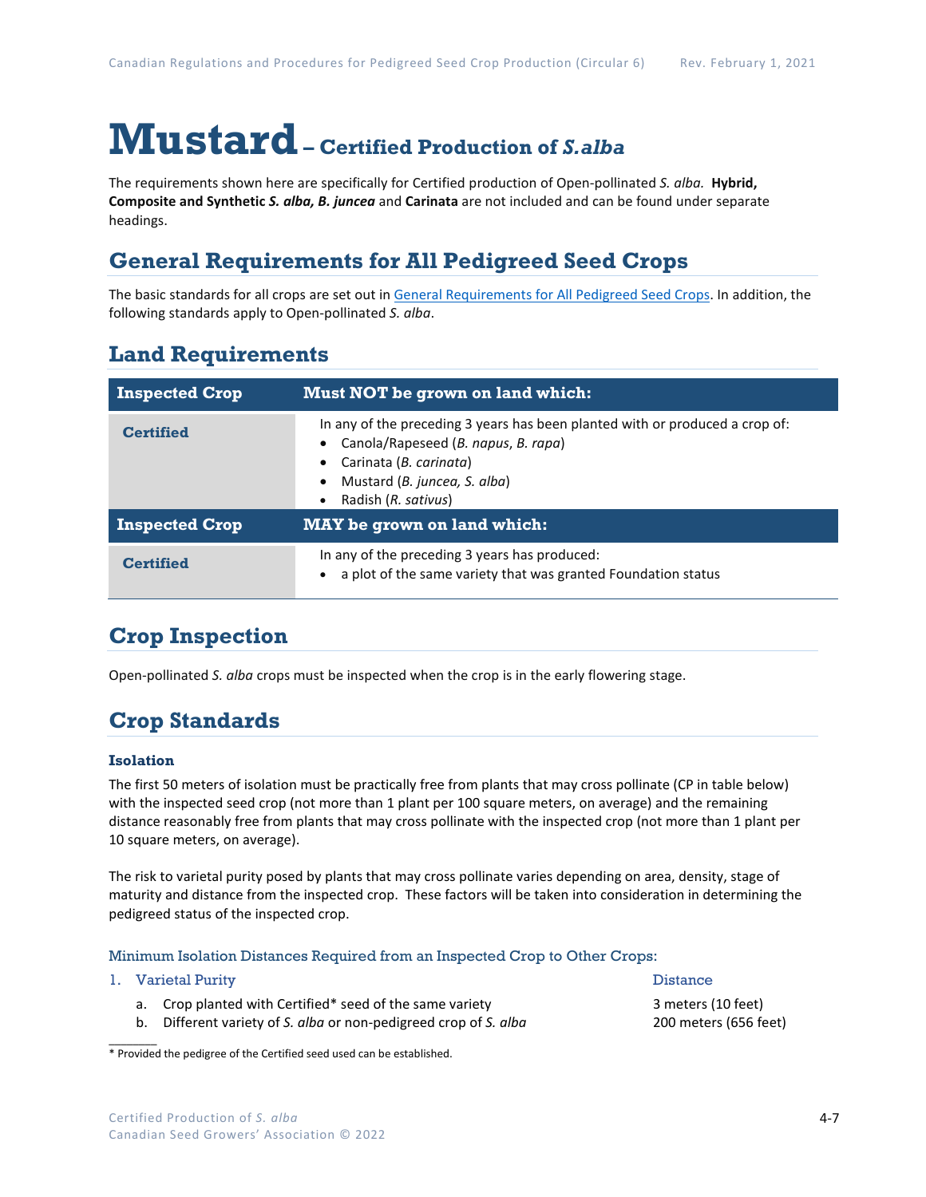# Mustard – Certified Production of *S.alba*

The requirements shown here are specifically for Certified production of Open-pollinated *S. alba.* **Hybrid, Composite and Synthetic *S. alba, B. juncea*** and **Carinata** are not included and can be found under separate headings.

## General Requirements for All Pedigreed Seed Crops

The basic standards for all crops are set out in General Requirements for All Pedigreed Seed Crops. In addition, the following standards apply to Open-pollinated *S. alba*.

## Land Requirements

| Inspected Crop | Must NOT be grown on land which: |
|---|---|
| **Certified** | In any of the preceding 3 years has been planted with or produced a crop of:<br>• Canola/Rapeseed (*B. napus*, *B. rapa*)<br>• Carinata (*B. carinata*)<br>• Mustard (*B. juncea, S. alba*)<br>• Radish (*R. sativus*) |
| **Inspected Crop** | **MAY be grown on land which:** |
| **Certified** | In any of the preceding 3 years has produced:<br>• a plot of the same variety that was granted Foundation status |

## Crop Inspection

Open-pollinated *S. alba* crops must be inspected when the crop is in the early flowering stage.

## Crop Standards

### Isolation

The first 50 meters of isolation must be practically free from plants that may cross pollinate (CP in table below) with the inspected seed crop (not more than 1 plant per 100 square meters, on average) and the remaining distance reasonably free from plants that may cross pollinate with the inspected crop (not more than 1 plant per 10 square meters, on average).

The risk to varietal purity posed by plants that may cross pollinate varies depending on area, density, stage of maturity and distance from the inspected crop. These factors will be taken into consideration in determining the pedigreed status of the inspected crop.

Minimum Isolation Distances Required from an Inspected Crop to Other Crops:

| 1. Varietal Purity | Distance |
|---|---|
| a. Crop planted with Certified* seed of the same variety | 3 meters (10 feet) |
| b. Different variety of *S. alba* or non-pedigreed crop of *S. alba* | 200 meters (656 feet) |

\* Provided the pedigree of the Certified seed used can be established.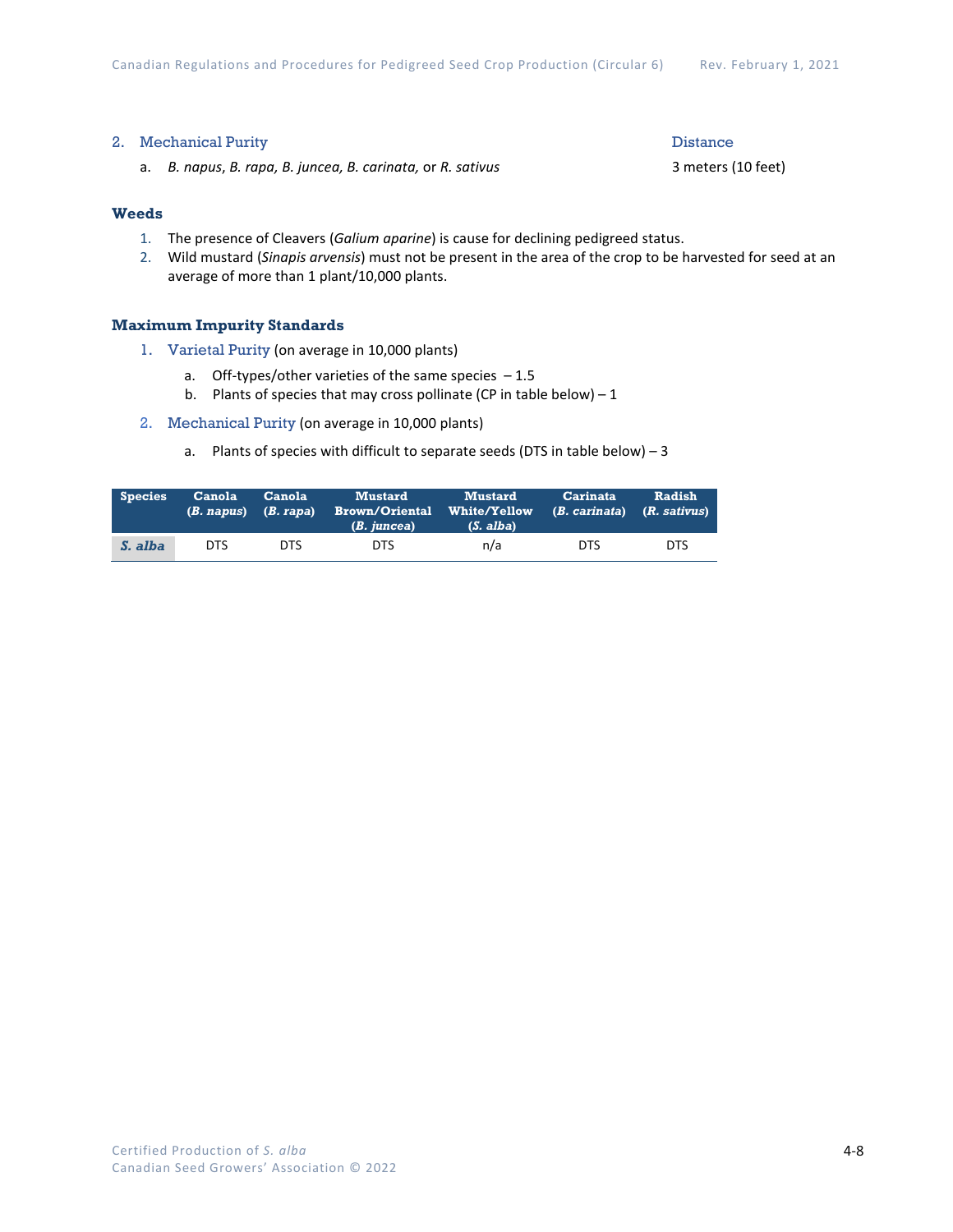2. Mechanical Purity — Distance

   a. *B. napus*, *B. rapa*, *B. juncea*, *B. carinata*, or *R. sativus* — 3 meters (10 feet)

### Weeds

1. The presence of Cleavers (*Galium aparine*) is cause for declining pedigreed status.
2. Wild mustard (*Sinapis arvensis*) must not be present in the area of the crop to be harvested for seed at an average of more than 1 plant/10,000 plants.

### Maximum Impurity Standards

1. Varietal Purity (on average in 10,000 plants)
   a. Off-types/other varieties of the same species – 1.5
   b. Plants of species that may cross pollinate (CP in table below) – 1
2. Mechanical Purity (on average in 10,000 plants)
   a. Plants of species with difficult to separate seeds (DTS in table below) – 3

| Species | Canola (*B. napus*) | Canola (*B. rapa*) | Mustard Brown/Oriental (*B. juncea*) | Mustard White/Yellow (*S. alba*) | Carinata (*B. carinata*) | Radish (*R. sativus*) |
|---|---|---|---|---|---|---|
| ***S. alba*** | DTS | DTS | DTS | n/a | DTS | DTS |